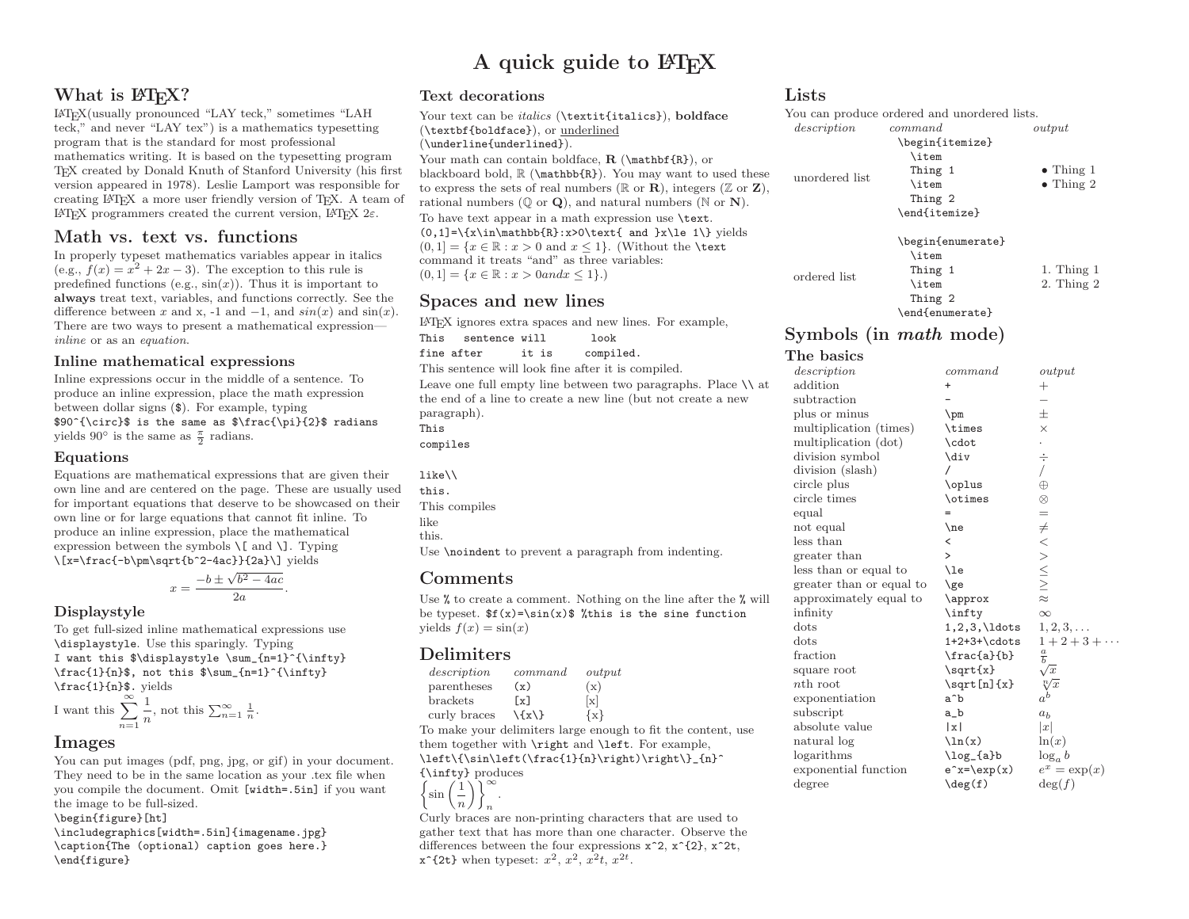# A quick guide to LaTeX

## What is LaTeX?

LaTeX(usually pronounced "LAY teck," sometimes "LAH teck," and never "LAY tex") is a mathematics typesetting program that is the standard for most professional mathematics writing. It is based on the typesetting program TeX created by Donald Knuth of Stanford University (his first version appeared in 1978). Leslie Lamport was responsible for creating LaTeX a more user friendly version of TeX. A team of LaTeX programmers created the current version, LaTeX $2\varepsilon$.

## Math vs. text vs. functions

In properly typeset mathematics variables appear in italics (e.g., $f(x) = x^2 + 2x - 3$). The exception to this rule is predefined functions (e.g., $\sin(x)$). Thus it is important to **always** treat text, variables, and functions correctly. See the difference between $x$ and x, -1 and $-1$, and $sin(x)$ and $\sin(x)$. There are two ways to present a mathematical expression—*inline* or as an *equation*.

### Inline mathematical expressions

Inline expressions occur in the middle of a sentence. To produce an inline expression, place the math expression between dollar signs ($). For example, typing
`$90^{\circ}$ is the same as $\frac{\pi}{2}$ radians`
yields $90^\circ$ is the same as $\frac{\pi}{2}$ radians.

### Equations

Equations are mathematical expressions that are given their own line and are centered on the page. These are usually used for important equations that deserve to be showcased on their own line or for large equations that cannot fit inline. To produce an inline expression, place the mathematical expression between the symbols `\[` and `\]`. Typing
`\[x=\frac{-b\pm\sqrt{b^2-4ac}}{2a}\]` yields

$$x = \frac{-b \pm \sqrt{b^2 - 4ac}}{2a}.$$

### Displaystyle

To get full-sized inline mathematical expressions use `\displaystyle`. Use this sparingly. Typing
`I want this $\displaystyle \sum_{n=1}^{\infty} \frac{1}{n}$, not this $\sum_{n=1}^{\infty} \frac{1}{n}$.` yields

I want this $\displaystyle \sum_{n=1}^{\infty} \frac{1}{n}$, not this $\sum_{n=1}^{\infty} \frac{1}{n}$.

## Images

You can put images (pdf, png, jpg, or gif) in your document. They need to be in the same location as your .tex file when you compile the document. Omit `[width=.5in]` if you want the image to be full-sized.

```
\begin{figure}[ht]
\includegraphics[width=.5in]{imagename.jpg}
\caption{The (optional) caption goes here.}
\end{figure}
```

### Text decorations

Your text can be *italics* (`\textit{italics}`), **boldface** (`\textbf{boldface}`), or <u>underlined</u> (`\underline{underlined}`).

Your math can contain boldface, $\mathbf{R}$ (`\mathbf{R}`), or blackboard bold, $\mathbb{R}$ (`\mathbb{R}`). You may want to used these to express the sets of real numbers ($\mathbb{R}$ or $\mathbf{R}$), integers ($\mathbb{Z}$ or $\mathbf{Z}$), rational numbers ($\mathbb{Q}$ or $\mathbf{Q}$), and natural numbers ($\mathbb{N}$ or $\mathbf{N}$).

To have text appear in a math expression use `\text`.
`(0,1]=\{x\in\mathbb{R}:x>0\text{ and }x\le 1\}` yields $(0,1] = \{x \in \mathbb{R} : x > 0 \text{ and } x \le 1\}$. (Without the `\text` command it treats "and" as three variables: $(0,1] = \{x \in \mathbb{R} : x > 0 and x \le 1\}$.)

## Spaces and new lines

LaTeX ignores extra spaces and new lines. For example,

```
This   sentence will       look
fine after      it is     compiled.
```

This sentence will look fine after it is compiled.

Leave one full empty line between two paragraphs. Place `\\` at the end of a line to create a new line (but not create a new paragraph).

```
This
compiles


like\\
this.
```

This compiles

like
this.

Use `\noindent` to prevent a paragraph from indenting.

## Comments

Use `%` to create a comment. Nothing on the line after the `%` will be typeset. `$f(x)=\sin(x)$ %this is the sine function` yields $f(x) = \sin(x)$

## Delimiters

| *description* | *command* | *output* |
|---|---|---|
| parentheses | `(x)` | $(x)$ |
| brackets | `[x]` | $[x]$ |
| curly braces | `\{x\}` | $\{x\}$ |

To make your delimiters large enough to fit the content, use them together with `\right` and `\left`. For example, `\left\{\sin\left(\frac{1}{n}\right)\right\}_{n}^{\infty}` produces
$\left\{\sin\left(\frac{1}{n}\right)\right\}_{n}^{\infty}$.

Curly braces are non-printing characters that are used to gather text that has more than one character. Observe the differences between the four expressions `x^2`, `x^{2}`, `x^2t`, `x^{2t}` when typeset: $x^2$, $x^{2}$, $x^2t$, $x^{2t}$.

## Lists

You can produce ordered and unordered lists.

| *description* | *command* | *output* |
|---|---|---|
| unordered list | `\begin{itemize}` `\item` `Thing 1` `\item` `Thing 2` `\end{itemize}` | • Thing 1 • Thing 2 |
| ordered list | `\begin{enumerate}` `\item` `Thing 1` `\item` `Thing 2` `\end{enumerate}` | 1. Thing 1 2. Thing 2 |

## Symbols (in *math* mode)

### The basics

| *description* | *command* | *output* |
|---|---|---|
| addition | `+` | $+$ |
| subtraction | `-` | $-$ |
| plus or minus | `\pm` | $\pm$ |
| multiplication (times) | `\times` | $\times$ |
| multiplication (dot) | `\cdot` | $\cdot$ |
| division symbol | `\div` | $\div$ |
| division (slash) | `/` | $/$ |
| circle plus | `\oplus` | $\oplus$ |
| circle times | `\otimes` | $\otimes$ |
| equal | `=` | $=$ |
| not equal | `\ne` | $\ne$ |
| less than | `<` | $<$ |
| greater than | `>` | $>$ |
| less than or equal to | `\le` | $\le$ |
| greater than or equal to | `\ge` | $\ge$ |
| approximately equal to | `\approx` | $\approx$ |
| infinity | `\infty` | $\infty$ |
| dots | `1,2,3,\ldots` | $1,2,3,\ldots$ |
| dots | `1+2+3+\cdots` | $1+2+3+\cdots$ |
| fraction | `\frac{a}{b}` | $\frac{a}{b}$ |
| square root | `\sqrt{x}` | $\sqrt{x}$ |
| $n$th root | `\sqrt[n]{x}` | $\sqrt[n]{x}$ |
| exponentiation | `a^b` | $a^b$ |
| subscript | `a_b` | $a_b$ |
| absolute value | `\|x\|` | $\|x\|$ |
| natural log | `\ln(x)` | $\ln(x)$ |
| logarithms | `\log_{a}b` | $\log_{a} b$ |
| exponential function | `e^x=\exp(x)` | $e^x = \exp(x)$ |
| degree | `\deg(f)` | $\deg(f)$ |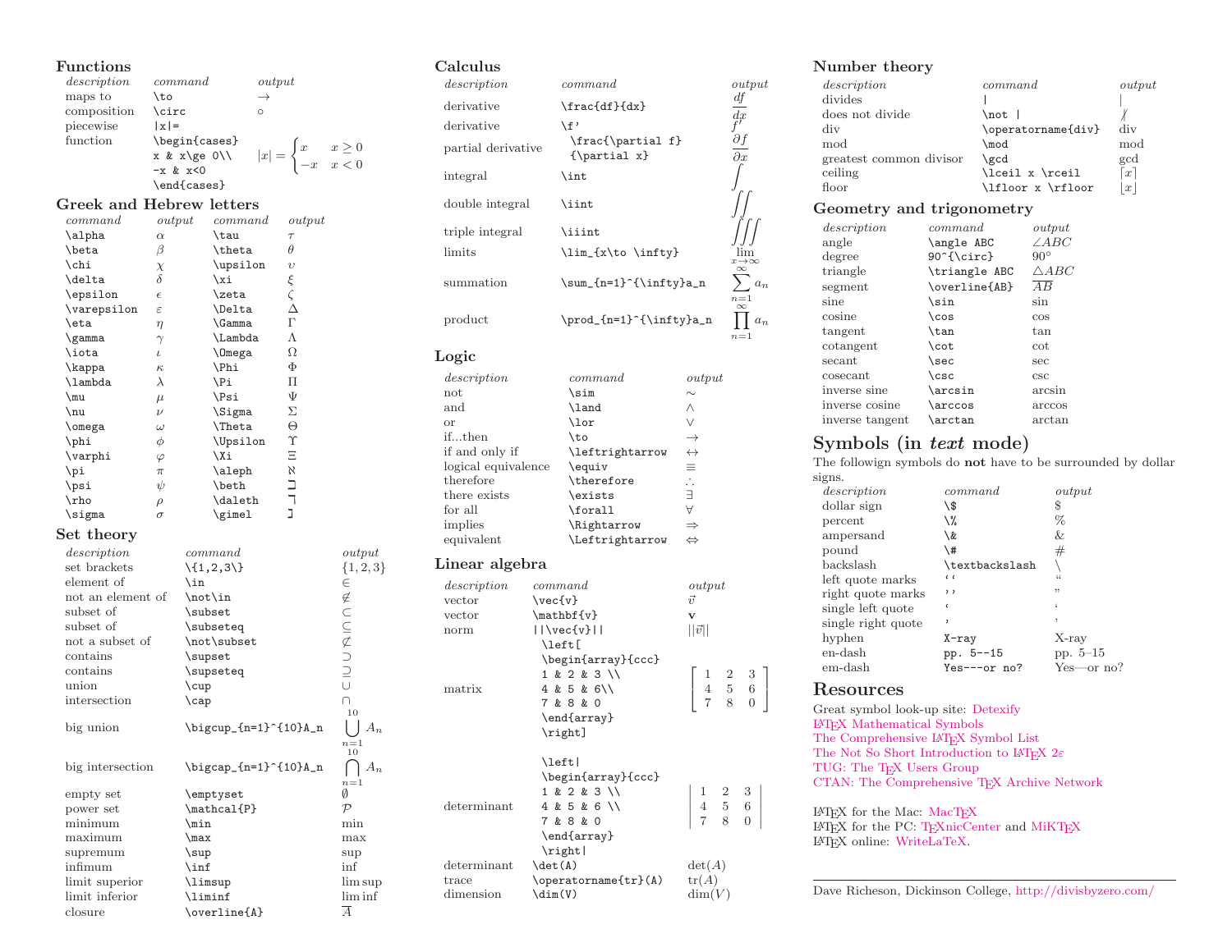## Functions

| *description* | *command* | *output* |
|---|---|---|
| maps to | \to | $\to$ |
| composition | \circ | $\circ$ |
| piecewise function | \|x\|= \begin{cases} x & x\ge 0\\ -x & x<0 \end{cases} | $\|x\| = \begin{cases} x & x \ge 0 \\ -x & x < 0 \end{cases}$ |

## Greek and Hebrew letters

| *command* | *output* | *command* | *output* |
|---|---|---|---|
| \alpha | $\alpha$ | \tau | $\tau$ |
| \beta | $\beta$ | \theta | $\theta$ |
| \chi | $\chi$ | \upsilon | $\upsilon$ |
| \delta | $\delta$ | \xi | $\xi$ |
| \epsilon | $\epsilon$ | \zeta | $\zeta$ |
| \varepsilon | $\varepsilon$ | \Delta | $\Delta$ |
| \eta | $\eta$ | \Gamma | $\Gamma$ |
| \gamma | $\gamma$ | \Lambda | $\Lambda$ |
| \iota | $\iota$ | \Omega | $\Omega$ |
| \kappa | $\kappa$ | \Phi | $\Phi$ |
| \lambda | $\lambda$ | \Pi | $\Pi$ |
| \mu | $\mu$ | \Psi | $\Psi$ |
| \nu | $\nu$ | \Sigma | $\Sigma$ |
| \omega | $\omega$ | \Theta | $\Theta$ |
| \phi | $\phi$ | \Upsilon | $\Upsilon$ |
| \varphi | $\varphi$ | \Xi | $\Xi$ |
| \pi | $\pi$ | \aleph | $\aleph$ |
| \psi | $\psi$ | \beth | $\beth$ |
| \rho | $\rho$ | \daleth | $\daleth$ |
| \sigma | $\sigma$ | \gimel | $\gimel$ |

## Set theory

| *description* | *command* | *output* |
|---|---|---|
| set brackets | \{1,2,3\} | $\{1,2,3\}$ |
| element of | \in | $\in$ |
| not an element of | \not\in | $\not\in$ |
| subset of | \subset | $\subset$ |
| subset of | \subseteq | $\subseteq$ |
| not a subset of | \not\subset | $\not\subset$ |
| contains | \supset | $\supset$ |
| contains | \supseteq | $\supseteq$ |
| union | \cup | $\cup$ |
| intersection | \cap | $\cap$ |
| big union | \bigcup_{n=1}^{10}A_n | $\bigcup_{n=1}^{10}A_n$ |
| big intersection | \bigcap_{n=1}^{10}A_n | $\bigcap_{n=1}^{10}A_n$ |
| empty set | \emptyset | $\emptyset$ |
| power set | \mathcal{P} | $\mathcal{P}$ |
| minimum | \min | $\min$ |
| maximum | \max | $\max$ |
| supremum | \sup | $\sup$ |
| infimum | \inf | $\inf$ |
| limit superior | \limsup | $\limsup$ |
| limit inferior | \liminf | $\liminf$ |
| closure | \overline{A} | $\overline{A}$ |

## Calculus

| *description* | *command* | *output* |
|---|---|---|
| derivative | \frac{df}{dx} | $\frac{df}{dx}$ |
| derivative | \f' | $f'$ |
| partial derivative | \frac{\partial f}{\partial x} | $\frac{\partial f}{\partial x}$ |
| integral | \int | $\int$ |
| double integral | \iint | $\iint$ |
| triple integral | \iiint | $\iiint$ |
| limits | \lim_{x\to \infty} | $\lim_{x\to\infty}$ |
| summation | \sum_{n=1}^{\infty}a_n | $\sum_{n=1}^{\infty}a_n$ |
| product | \prod_{n=1}^{\infty}a_n | $\prod_{n=1}^{\infty}a_n$ |

## Logic

| *description* | *command* | *output* |
|---|---|---|
| not | \sim | $\sim$ |
| and | \land | $\land$ |
| or | \lor | $\lor$ |
| if...then | \to | $\to$ |
| if and only if | \leftrightarrow | $\leftrightarrow$ |
| logical equivalence | \equiv | $\equiv$ |
| therefore | \therefore | $\therefore$ |
| there exists | \exists | $\exists$ |
| for all | \forall | $\forall$ |
| implies | \Rightarrow | $\Rightarrow$ |
| equivalent | \Leftrightarrow | $\Leftrightarrow$ |

## Linear algebra

| *description* | *command* | *output* |
|---|---|---|
| vector | \vec{v} | $\vec{v}$ |
| vector | \mathbf{v} | $\mathbf{v}$ |
| norm | \|\|\vec{v}\|\| | $\|\|\vec{v}\|\|$ |
| matrix | \left[ \begin{array}{ccc} 1 & 2 & 3 \\ 4 & 5 & 6\\ 7 & 8 & 0 \end{array} \right] | $\left[\begin{array}{ccc} 1 & 2 & 3 \\ 4 & 5 & 6 \\ 7 & 8 & 0 \end{array}\right]$ |
| determinant | \left\| \begin{array}{ccc} 1 & 2 & 3 \\ 4 & 5 & 6 \\ 7 & 8 & 0 \end{array} \right\| | $\left\|\begin{array}{ccc} 1 & 2 & 3 \\ 4 & 5 & 6 \\ 7 & 8 & 0 \end{array}\right\|$ |
| determinant | \det(A) | $\det(A)$ |
| trace | \operatorname{tr}(A) | $\operatorname{tr}(A)$ |
| dimension | \dim(V) | $\dim(V)$ |

## Number theory

| *description* | *command* | *output* |
|---|---|---|
| divides | \| | $\mid$ |
| does not divide | \not \| | $\nmid$ |
| div | \operatorname{div} | $\operatorname{div}$ |
| mod | \mod | mod |
| greatest common divisor | \gcd | $\gcd$ |
| ceiling | \lceil x \rceil | $\lceil x \rceil$ |
| floor | \lfloor x \rfloor | $\lfloor x \rfloor$ |

## Geometry and trigonometry

| *description* | *command* | *output* |
|---|---|---|
| angle | \angle ABC | $\angle ABC$ |
| degree | 90^{\circ} | $90^{\circ}$ |
| triangle | \triangle ABC | $\triangle ABC$ |
| segment | \overline{AB} | $\overline{AB}$ |
| sine | \sin | $\sin$ |
| cosine | \cos | $\cos$ |
| tangent | \tan | $\tan$ |
| cotangent | \cot | $\cot$ |
| secant | \sec | $\sec$ |
| cosecant | \csc | $\csc$ |
| inverse sine | \arcsin | $\arcsin$ |
| inverse cosine | \arccos | $\arccos$ |
| inverse tangent | \arctan | $\arctan$ |

# Symbols (in *text* mode)

The followign symbols do **not** have to be surrounded by dollar signs.

| *description* | *command* | *output* |
|---|---|---|
| dollar sign | \$ | $ |
| percent | \% | % |
| ampersand | \& | & |
| pound | \# | # |
| backslash | \textbackslash | \ |
| left quote marks | `` | “ |
| right quote marks | '' | ” |
| single left quote | ` | ‘ |
| single right quote | ' | ’ |
| hyphen | X-ray | X-ray |
| en-dash | pp. 5--15 | pp. 5–15 |
| em-dash | Yes---or no? | Yes—or no? |

# Resources

Great symbol look-up site: Detexify
LaTeX Mathematical Symbols
The Comprehensive LaTeX Symbol List
The Not So Short Introduction to LaTeX $2\varepsilon$
TUG: The TeX Users Group
CTAN: The Comprehensive TeX Archive Network

LaTeX for the Mac: MacTeX
LaTeX for the PC: TeXnicCenter and MiKTeX
LaTeX online: WriteLaTeX.

---

Dave Richeson, Dickinson College, http://divisbyzero.com/